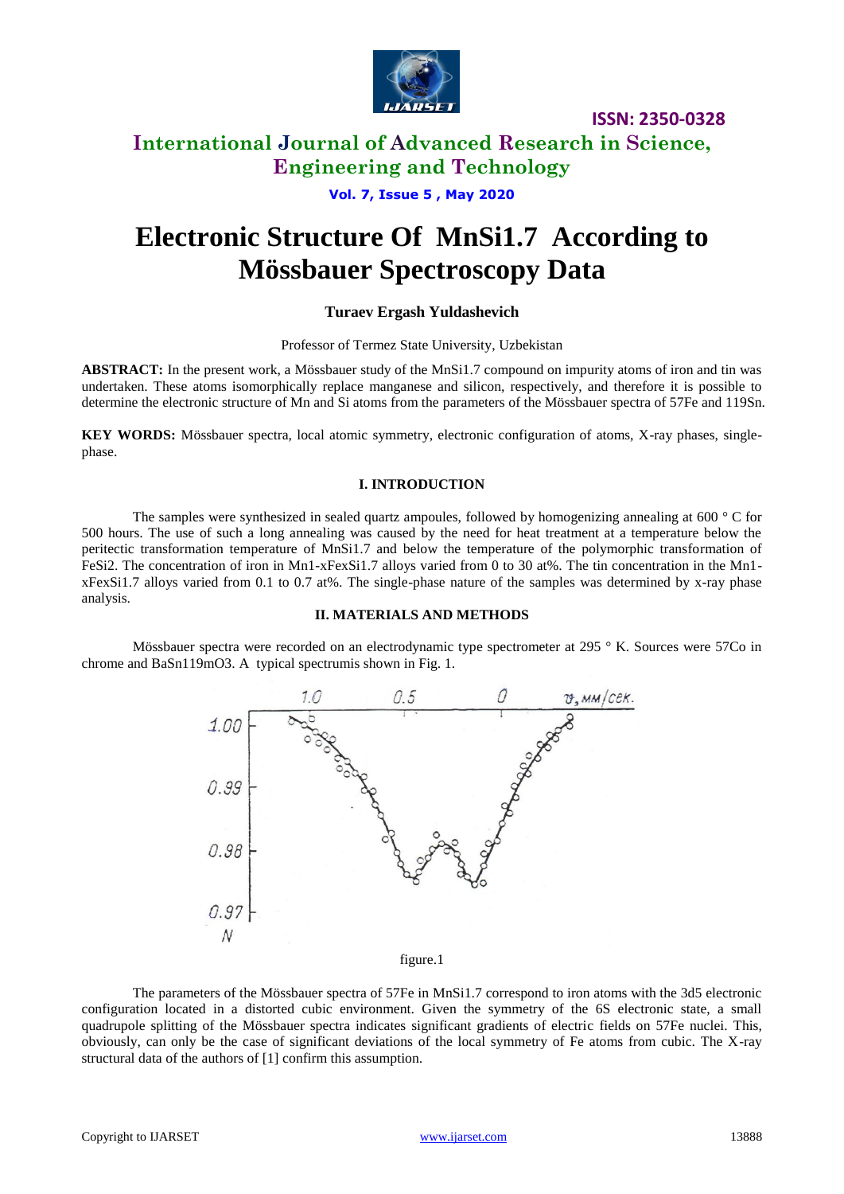# Electronic Structure Of $MnSi_{1.7}$ According to Mössbauer Spectroscopy Data

**Turaev Ergash Yuldashevich**

Professor of Termez State University, Uzbekistan

**ABSTRACT:** In the present work, a Mössbauer study of the $MnSi_{1.7}$ compound on impurity atoms of iron and tin was undertaken. These atoms isomorphically replace manganese and silicon, respectively, and therefore it is possible to determine the electronic structure of Mn and Si atoms from the parameters of the Mössbauer spectra of $^{57}Fe$ and $^{119}Sn$.

**KEY WORDS:** Mössbauer spectra, local atomic symmetry, electronic configuration of atoms, X-ray phases, single-phase.

## I. INTRODUCTION

The samples were synthesized in sealed quartz ampoules, followed by homogenizing annealing at 600 ° C for 500 hours. The use of such a long annealing was caused by the need for heat treatment at a temperature below the peritectic transformation temperature of $MnSi_{1.7}$ and below the temperature of the polymorphic transformation of $FeSi_2$. The concentration of iron in $Mn_{1-x}Fe_xSi_{1.7}$ alloys varied from 0 to 30 at%. The tin concentration in the $Mn_{1-x}Fe_xSi_{1.7}$ alloys varied from 0.1 to 0.7 at%. The single-phase nature of the samples was determined by x-ray phase analysis.

## II. MATERIALS AND METHODS

Mössbauer spectra were recorded on an electrodynamic type spectrometer at 295 ° K. Sources were $^{57}Co$ in chrome and $BaSn^{119m}O_3$. A typical spectrumis shown in Fig. 1.

figure.1

The parameters of the Mössbauer spectra of $^{57}Fe$ in $MnSi_{1.7}$ correspond to iron atoms with the $3d^5$ electronic configuration located in a distorted cubic environment. Given the symmetry of the 6S electronic state, a small quadrupole splitting of the Mössbauer spectra indicates significant gradients of electric fields on $^{57}Fe$ nuclei. This, obviously, can only be the case of significant deviations of the local symmetry of Fe atoms from cubic. The X-ray structural data of the authors of [1] confirm this assumption.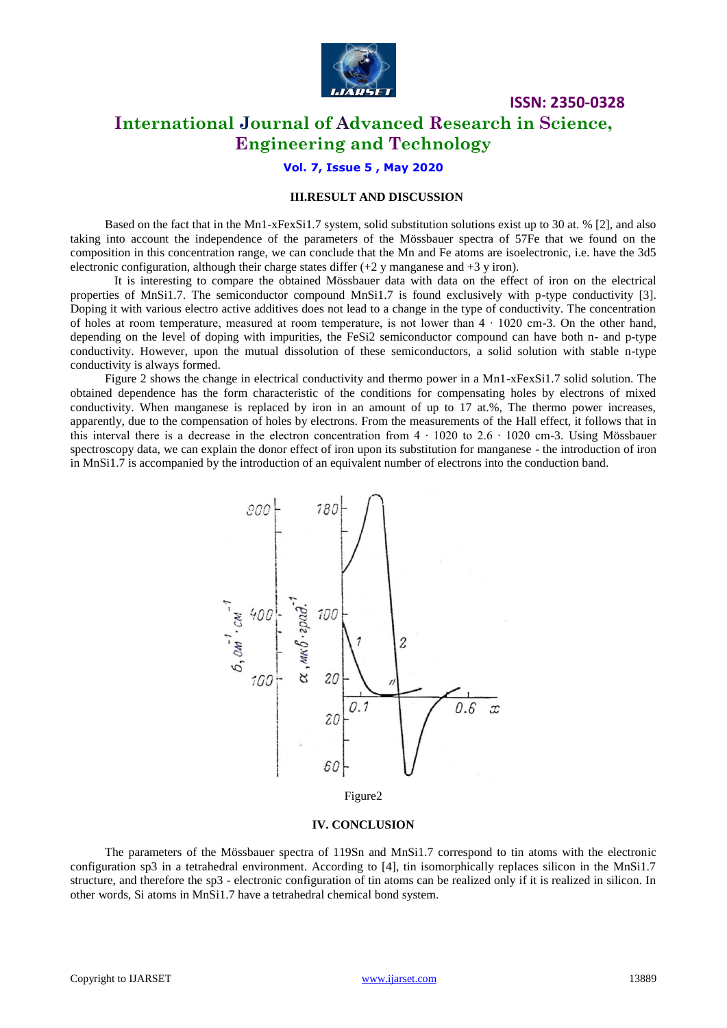## III.RESULT AND DISCUSSION

Based on the fact that in the $Mn_{1-x}Fe_xSi_{1.7}$ system, solid substitution solutions exist up to 30 at. % [2], and also taking into account the independence of the parameters of the Mössbauer spectra of $^{57}Fe$ that we found on the composition in this concentration range, we can conclude that the Mn and Fe atoms are isoelectronic, i.e. have the $3d^5$ electronic configuration, although their charge states differ (+2 y manganese and +3 y iron).

It is interesting to compare the obtained Mössbauer data with data on the effect of iron on the electrical properties of $MnSi_{1.7}$. The semiconductor compound $MnSi_{1.7}$ is found exclusively with p-type conductivity [3]. Doping it with various electro active additives does not lead to a change in the type of conductivity. The concentration of holes at room temperature, measured at room temperature, is not lower than $4 \cdot 10^{20}$ cm-3. On the other hand, depending on the level of doping with impurities, the $FeSi_2$ semiconductor compound can have both n- and p-type conductivity. However, upon the mutual dissolution of these semiconductors, a solid solution with stable n-type conductivity is always formed.

Figure 2 shows the change in electrical conductivity and thermo power in a $Mn_{1-x}Fe_xSi_{1.7}$ solid solution. The obtained dependence has the form characteristic of the conditions for compensating holes by electrons of mixed conductivity. When manganese is replaced by iron in an amount of up to 17 at.%, The thermo power increases, apparently, due to the compensation of holes by electrons. From the measurements of the Hall effect, it follows that in this interval there is a decrease in the electron concentration from $4 \cdot 10^{20}$ to $2.6 \cdot 10^{20}$ cm-3. Using Mössbauer spectroscopy data, we can explain the donor effect of iron upon its substitution for manganese - the introduction of iron in $MnSi_{1.7}$ is accompanied by the introduction of an equivalent number of electrons into the conduction band.

Figure2

## IV. CONCLUSION

The parameters of the Mössbauer spectra of $^{119}Sn$ and $MnSi_{1.7}$ correspond to tin atoms with the electronic configuration $sp^3$ in a tetrahedral environment. According to [4], tin isomorphically replaces silicon in the $MnSi_{1.7}$ structure, and therefore the $sp^3$ - electronic configuration of tin atoms can be realized only if it is realized in silicon. In other words, Si atoms in $MnSi_{1.7}$ have a tetrahedral chemical bond system.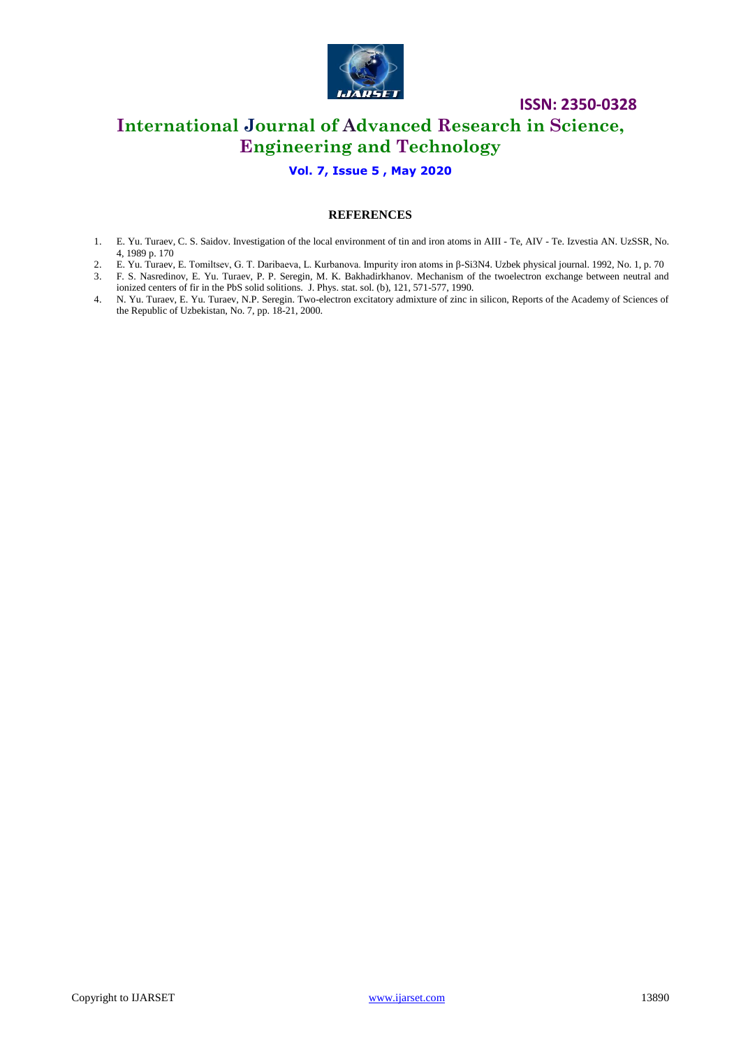## REFERENCES

1. E. Yu. Turaev, C. S. Saidov. Investigation of the local environment of tin and iron atoms in AIII - Te, AIV - Te. Izvestia AN. UzSSR, No. 4, 1989 p. 170
2. E. Yu. Turaev, E. Tomiltsev, G. T. Daribaeva, L. Kurbanova. Impurity iron atoms in β-$Si_3N_4$. Uzbek physical journal. 1992, No. 1, p. 70
3. F. S. Nasredinov, E. Yu. Turaev, P. P. Seregin, M. K. Bakhadirkhanov. Mechanism of the twoelectron exchange between neutral and ionized centers of fir in the PbS solid solitions. J. Phys. stat. sol. (b), 121, 571-577, 1990.
4. N. Yu. Turaev, E. Yu. Turaev, N.P. Seregin. Two-electron excitatory admixture of zinc in silicon, Reports of the Academy of Sciences of the Republic of Uzbekistan, No. 7, pp. 18-21, 2000.